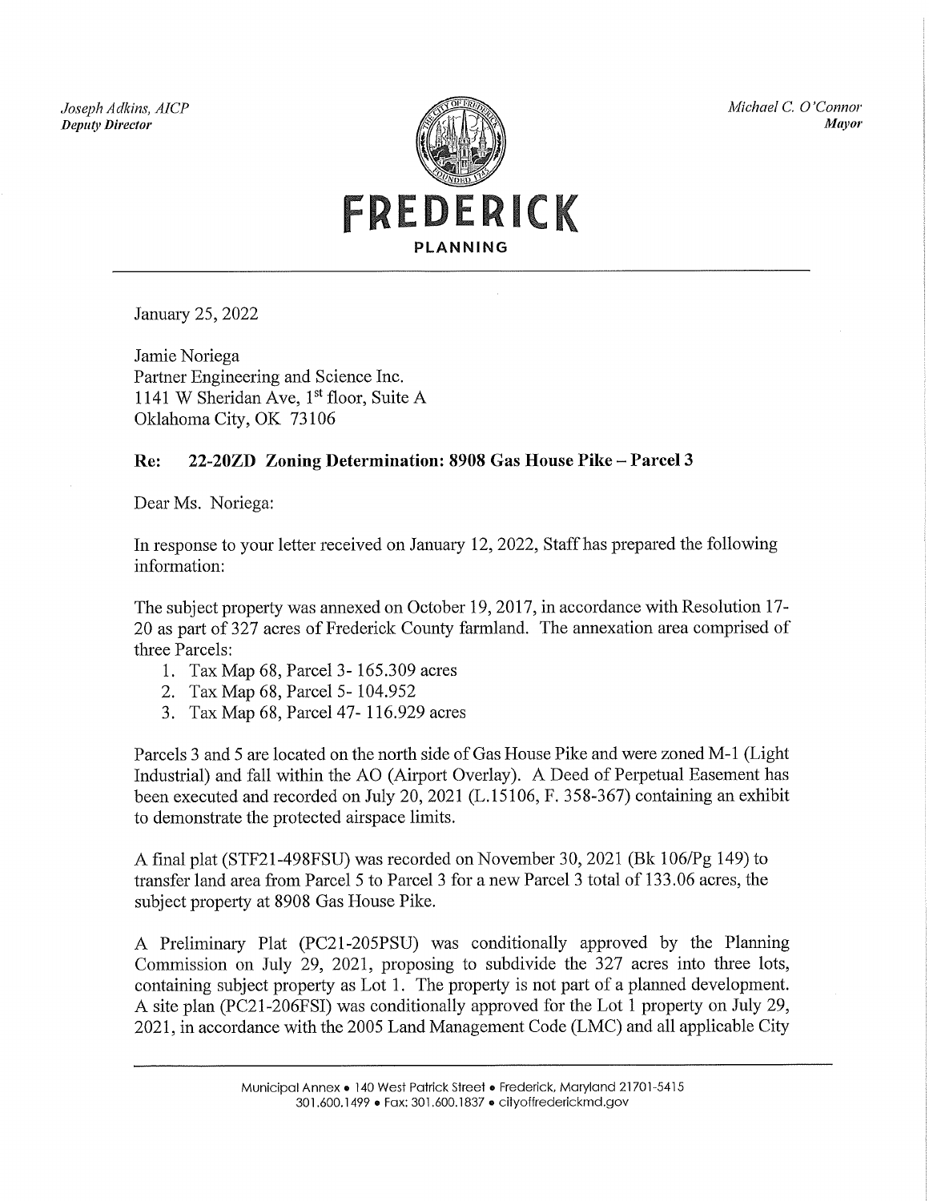*Joseph Adkins, AICP*
***Deputy Director***

# FREDERICK
**PLANNING**

*Michael C. O'Connor*
***Mayor***

---

January 25, 2022

Jamie Noriega
Partner Engineering and Science Inc.
1141 W Sheridan Ave, 1st floor, Suite A
Oklahoma City, OK 73106

**Re: 22-20ZD Zoning Determination: 8908 Gas House Pike – Parcel 3**

Dear Ms. Noriega:

In response to your letter received on January 12, 2022, Staff has prepared the following information:

The subject property was annexed on October 19, 2017, in accordance with Resolution 17-20 as part of 327 acres of Frederick County farmland. The annexation area comprised of three Parcels:

1. Tax Map 68, Parcel 3- 165.309 acres
2. Tax Map 68, Parcel 5- 104.952
3. Tax Map 68, Parcel 47- 116.929 acres

Parcels 3 and 5 are located on the north side of Gas House Pike and were zoned M-1 (Light Industrial) and fall within the AO (Airport Overlay). A Deed of Perpetual Easement has been executed and recorded on July 20, 2021 (L.15106, F. 358-367) containing an exhibit to demonstrate the protected airspace limits.

A final plat (STF21-498FSU) was recorded on November 30, 2021 (Bk 106/Pg 149) to transfer land area from Parcel 5 to Parcel 3 for a new Parcel 3 total of 133.06 acres, the subject property at 8908 Gas House Pike.

A Preliminary Plat (PC21-205PSU) was conditionally approved by the Planning Commission on July 29, 2021, proposing to subdivide the 327 acres into three lots, containing subject property as Lot 1. The property is not part of a planned development. A site plan (PC21-206FSI) was conditionally approved for the Lot 1 property on July 29, 2021, in accordance with the 2005 Land Management Code (LMC) and all applicable City

---

Municipal Annex • 140 West Patrick Street • Frederick, Maryland 21701-5415
301.600.1499 • Fax: 301.600.1837 • cityoffrederickmd.gov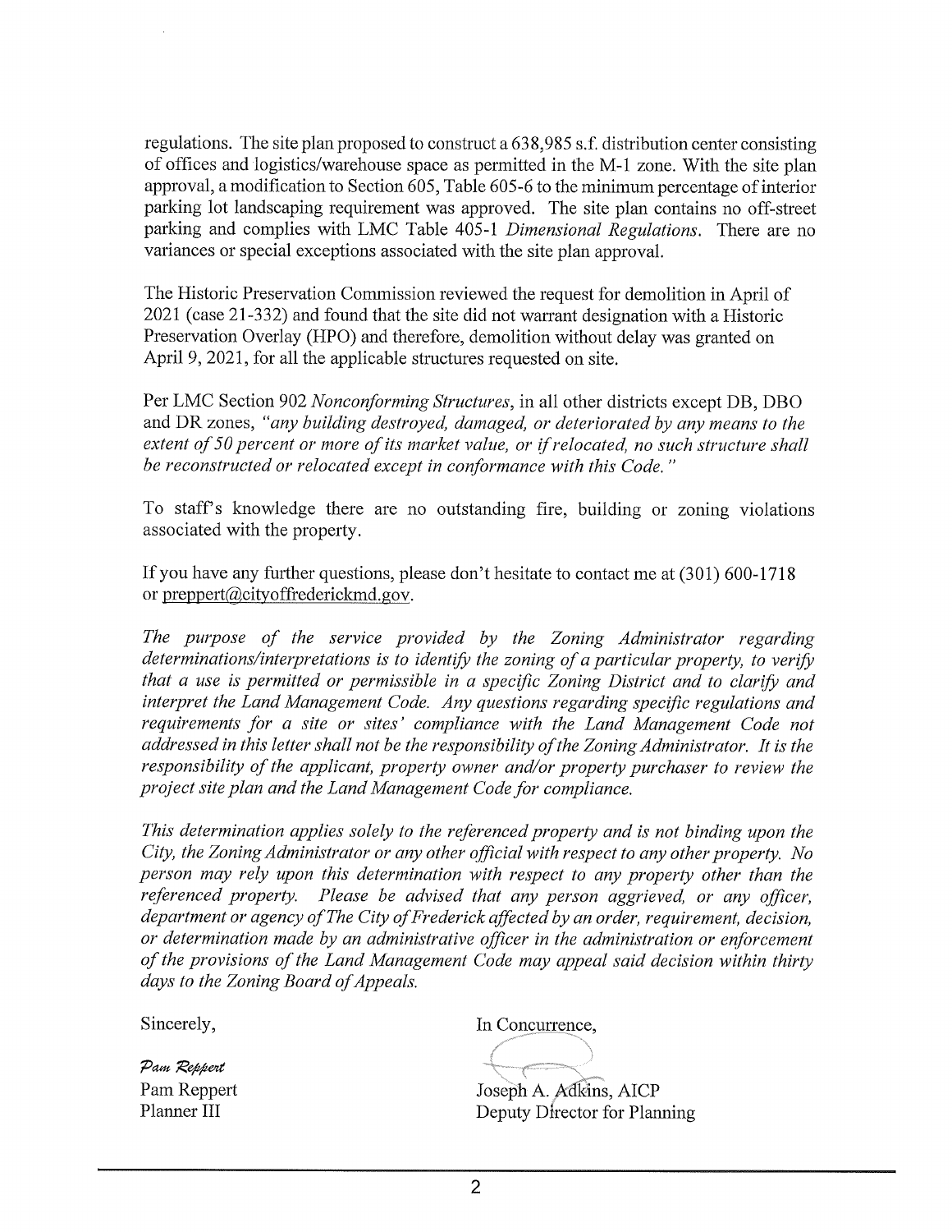regulations. The site plan proposed to construct a 638,985 s.f. distribution center consisting of offices and logistics/warehouse space as permitted in the M-1 zone. With the site plan approval, a modification to Section 605, Table 605-6 to the minimum percentage of interior parking lot landscaping requirement was approved. The site plan contains no off-street parking and complies with LMC Table 405-1 *Dimensional Regulations*. There are no variances or special exceptions associated with the site plan approval.

The Historic Preservation Commission reviewed the request for demolition in April of 2021 (case 21-332) and found that the site did not warrant designation with a Historic Preservation Overlay (HPO) and therefore, demolition without delay was granted on April 9, 2021, for all the applicable structures requested on site.

Per LMC Section 902 *Nonconforming Structures*, in all other districts except DB, DBO and DR zones, *"any building destroyed, damaged, or deteriorated by any means to the extent of 50 percent or more of its market value, or if relocated, no such structure shall be reconstructed or relocated except in conformance with this Code."*

To staff's knowledge there are no outstanding fire, building or zoning violations associated with the property.

If you have any further questions, please don't hesitate to contact me at (301) 600-1718 or preppert@cityoffrederickmd.gov.

*The purpose of the service provided by the Zoning Administrator regarding determinations/interpretations is to identify the zoning of a particular property, to verify that a use is permitted or permissible in a specific Zoning District and to clarify and interpret the Land Management Code. Any questions regarding specific regulations and requirements for a site or sites' compliance with the Land Management Code not addressed in this letter shall not be the responsibility of the Zoning Administrator. It is the responsibility of the applicant, property owner and/or property purchaser to review the project site plan and the Land Management Code for compliance.*

*This determination applies solely to the referenced property and is not binding upon the City, the Zoning Administrator or any other official with respect to any other property. No person may rely upon this determination with respect to any property other than the referenced property. Please be advised that any person aggrieved, or any officer, department or agency of The City of Frederick affected by an order, requirement, decision, or determination made by an administrative officer in the administration or enforcement of the provisions of the Land Management Code may appeal said decision within thirty days to the Zoning Board of Appeals.*

Sincerely,

*Pam Reppert*
Pam Reppert
Planner III

In Concurrence,

Joseph A. Adkins, AICP
Deputy Director for Planning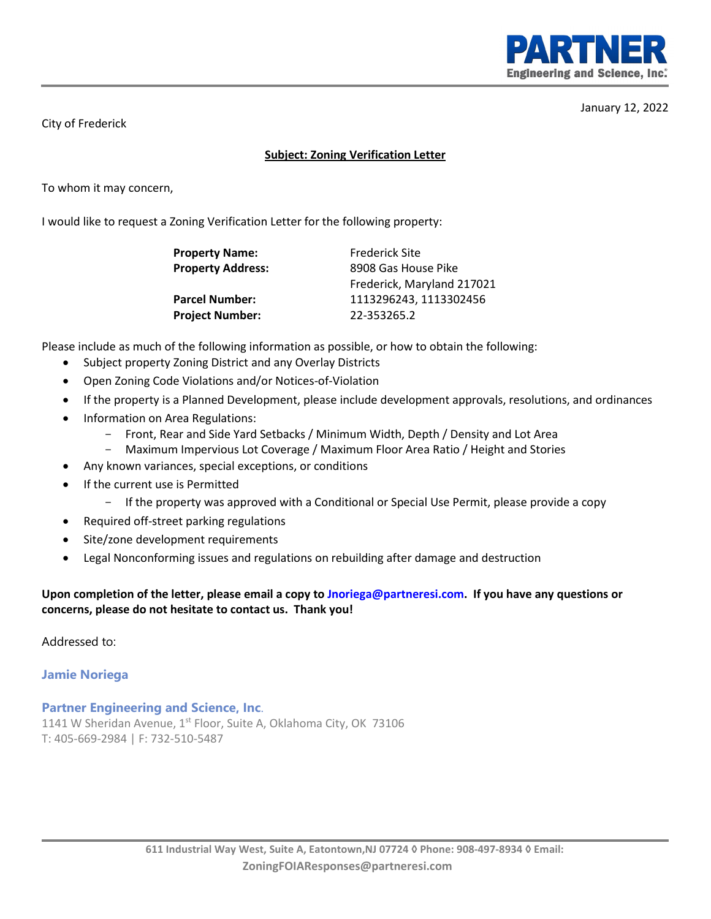PARTNER
Engineering and Science, Inc.

January 12, 2022

City of Frederick

**Subject: Zoning Verification Letter**

To whom it may concern,

I would like to request a Zoning Verification Letter for the following property:

| | |
|---|---|
| **Property Name:** | Frederick Site |
| **Property Address:** | 8908 Gas House Pike<br>Frederick, Maryland 217021 |
| **Parcel Number:** | 1113296243, 1113302456 |
| **Project Number:** | 22-353265.2 |

Please include as much of the following information as possible, or how to obtain the following:

- Subject property Zoning District and any Overlay Districts
- Open Zoning Code Violations and/or Notices-of-Violation
- If the property is a Planned Development, please include development approvals, resolutions, and ordinances
- Information on Area Regulations:
  - Front, Rear and Side Yard Setbacks / Minimum Width, Depth / Density and Lot Area
  - Maximum Impervious Lot Coverage / Maximum Floor Area Ratio / Height and Stories
- Any known variances, special exceptions, or conditions
- If the current use is Permitted
  - If the property was approved with a Conditional or Special Use Permit, please provide a copy
- Required off-street parking regulations
- Site/zone development requirements
- Legal Nonconforming issues and regulations on rebuilding after damage and destruction

**Upon completion of the letter, please email a copy to Jnoriega@partneresi.com. If you have any questions or concerns, please do not hesitate to contact us. Thank you!**

Addressed to:

**Jamie Noriega**

**Partner Engineering and Science, Inc.**
1141 W Sheridan Avenue, 1st Floor, Suite A, Oklahoma City, OK 73106
T: 405-669-2984 | F: 732-510-5487

611 Industrial Way West, Suite A, Eatontown,NJ 07724 ◊ Phone: 908-497-8934 ◊ Email: ZoningFOIAResponses@partneresi.com